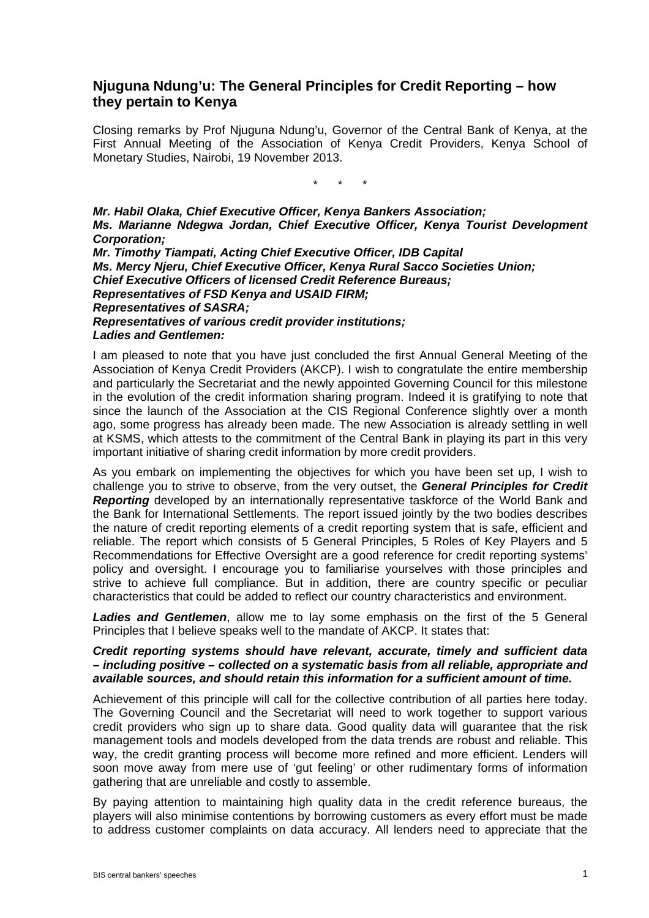## Njuguna Ndung'u: The General Principles for Credit Reporting – how they pertain to Kenya

Closing remarks by Prof Njuguna Ndung'u, Governor of the Central Bank of Kenya, at the First Annual Meeting of the Association of Kenya Credit Providers, Kenya School of Monetary Studies, Nairobi, 19 November 2013.

\*   \*   \*

***Mr. Habil Olaka, Chief Executive Officer, Kenya Bankers Association;***
***Ms. Marianne Ndegwa Jordan, Chief Executive Officer, Kenya Tourist Development Corporation;***
***Mr. Timothy Tiampati, Acting Chief Executive Officer, IDB Capital***
***Ms. Mercy Njeru, Chief Executive Officer, Kenya Rural Sacco Societies Union;***
***Chief Executive Officers of licensed Credit Reference Bureaus;***
***Representatives of FSD Kenya and USAID FIRM;***
***Representatives of SASRA;***
***Representatives of various credit provider institutions;***
***Ladies and Gentlemen:***

I am pleased to note that you have just concluded the first Annual General Meeting of the Association of Kenya Credit Providers (AKCP). I wish to congratulate the entire membership and particularly the Secretariat and the newly appointed Governing Council for this milestone in the evolution of the credit information sharing program. Indeed it is gratifying to note that since the launch of the Association at the CIS Regional Conference slightly over a month ago, some progress has already been made. The new Association is already settling in well at KSMS, which attests to the commitment of the Central Bank in playing its part in this very important initiative of sharing credit information by more credit providers.

As you embark on implementing the objectives for which you have been set up, I wish to challenge you to strive to observe, from the very outset, the ***General Principles for Credit Reporting*** developed by an internationally representative taskforce of the World Bank and the Bank for International Settlements. The report issued jointly by the two bodies describes the nature of credit reporting elements of a credit reporting system that is safe, efficient and reliable. The report which consists of 5 General Principles, 5 Roles of Key Players and 5 Recommendations for Effective Oversight are a good reference for credit reporting systems' policy and oversight. I encourage you to familiarise yourselves with those principles and strive to achieve full compliance. But in addition, there are country specific or peculiar characteristics that could be added to reflect our country characteristics and environment.

***Ladies and Gentlemen***, allow me to lay some emphasis on the first of the 5 General Principles that I believe speaks well to the mandate of AKCP. It states that:

***Credit reporting systems should have relevant, accurate, timely and sufficient data – including positive – collected on a systematic basis from all reliable, appropriate and available sources, and should retain this information for a sufficient amount of time.***

Achievement of this principle will call for the collective contribution of all parties here today. The Governing Council and the Secretariat will need to work together to support various credit providers who sign up to share data. Good quality data will guarantee that the risk management tools and models developed from the data trends are robust and reliable. This way, the credit granting process will become more refined and more efficient. Lenders will soon move away from mere use of 'gut feeling' or other rudimentary forms of information gathering that are unreliable and costly to assemble.

By paying attention to maintaining high quality data in the credit reference bureaus, the players will also minimise contentions by borrowing customers as every effort must be made to address customer complaints on data accuracy. All lenders need to appreciate that the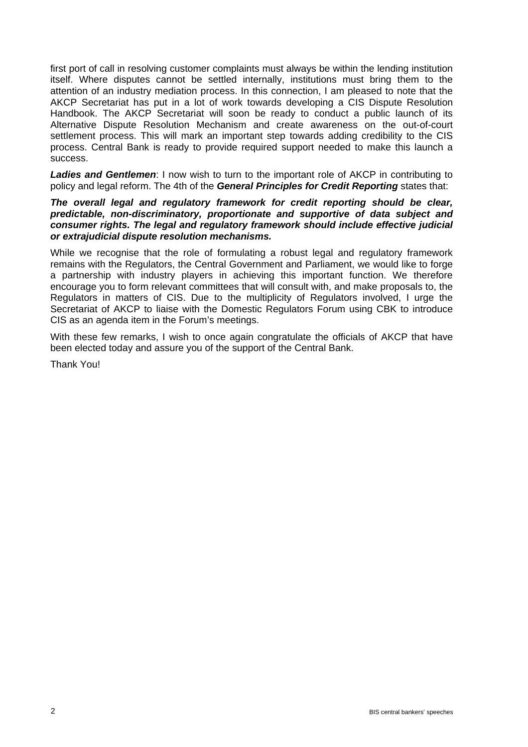first port of call in resolving customer complaints must always be within the lending institution itself. Where disputes cannot be settled internally, institutions must bring them to the attention of an industry mediation process. In this connection, I am pleased to note that the AKCP Secretariat has put in a lot of work towards developing a CIS Dispute Resolution Handbook. The AKCP Secretariat will soon be ready to conduct a public launch of its Alternative Dispute Resolution Mechanism and create awareness on the out-of-court settlement process. This will mark an important step towards adding credibility to the CIS process. Central Bank is ready to provide required support needed to make this launch a success.

***Ladies and Gentlemen***: I now wish to turn to the important role of AKCP in contributing to policy and legal reform. The 4th of the ***General Principles for Credit Reporting*** states that:

***The overall legal and regulatory framework for credit reporting should be clear, predictable, non-discriminatory, proportionate and supportive of data subject and consumer rights. The legal and regulatory framework should include effective judicial or extrajudicial dispute resolution mechanisms.***

While we recognise that the role of formulating a robust legal and regulatory framework remains with the Regulators, the Central Government and Parliament, we would like to forge a partnership with industry players in achieving this important function. We therefore encourage you to form relevant committees that will consult with, and make proposals to, the Regulators in matters of CIS. Due to the multiplicity of Regulators involved, I urge the Secretariat of AKCP to liaise with the Domestic Regulators Forum using CBK to introduce CIS as an agenda item in the Forum's meetings.

With these few remarks, I wish to once again congratulate the officials of AKCP that have been elected today and assure you of the support of the Central Bank.

Thank You!